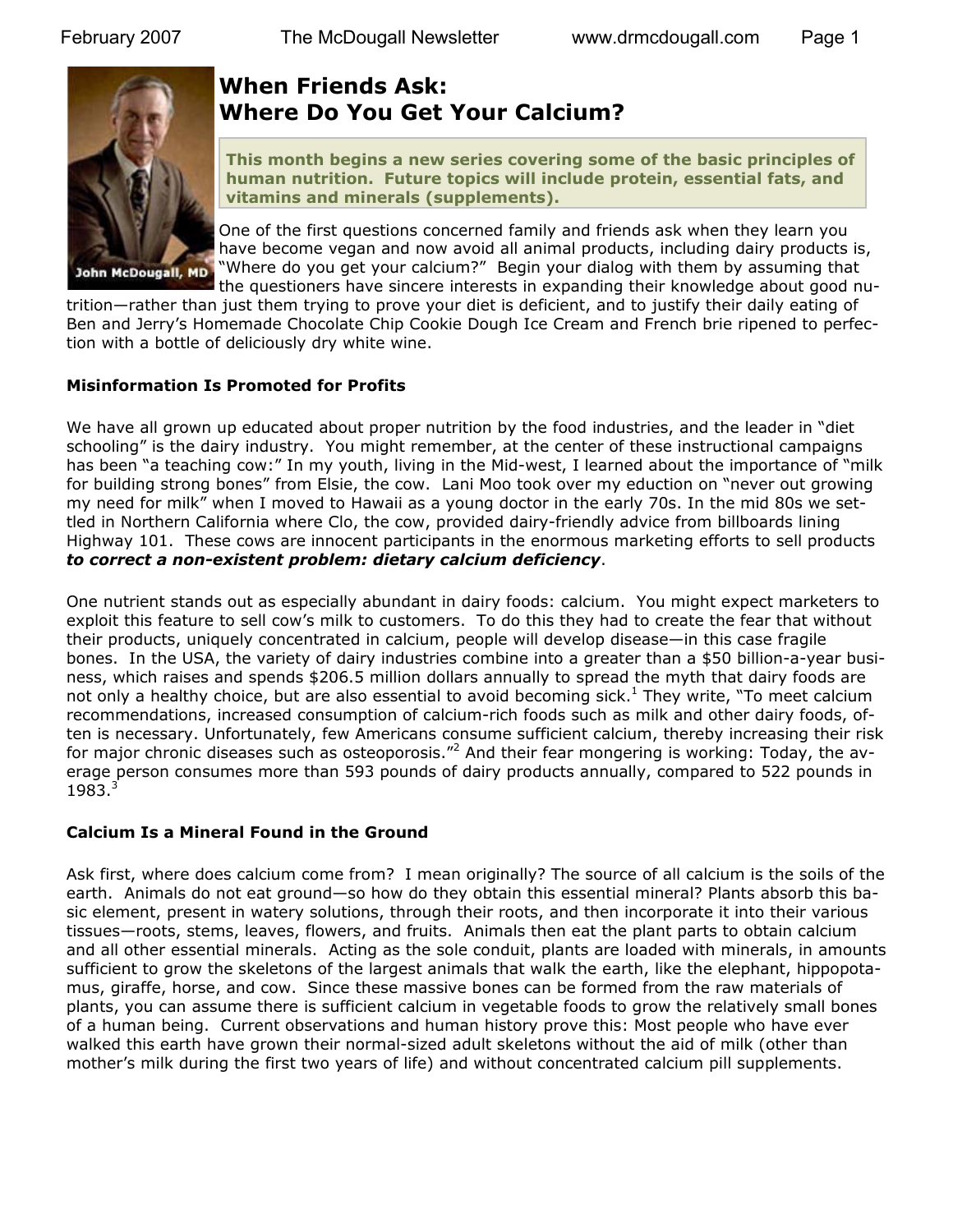# When Friends Ask: Where Do You Get Your Calcium?

**This month begins a new series covering some of the basic principles of human nutrition. Future topics will include protein, essential fats, and vitamins and minerals (supplements).**

John McDougall, MD

One of the first questions concerned family and friends ask when they learn you have become vegan and now avoid all animal products, including dairy products is, "Where do you get your calcium?" Begin your dialog with them by assuming that the questioners have sincere interests in expanding their knowledge about good nutrition—rather than just them trying to prove your diet is deficient, and to justify their daily eating of Ben and Jerry's Homemade Chocolate Chip Cookie Dough Ice Cream and French brie ripened to perfection with a bottle of deliciously dry white wine.

### Misinformation Is Promoted for Profits

We have all grown up educated about proper nutrition by the food industries, and the leader in "diet schooling" is the dairy industry. You might remember, at the center of these instructional campaigns has been "a teaching cow:" In my youth, living in the Mid-west, I learned about the importance of "milk for building strong bones" from Elsie, the cow. Lani Moo took over my eduction on "never out growing my need for milk" when I moved to Hawaii as a young doctor in the early 70s. In the mid 80s we settled in Northern California where Clo, the cow, provided dairy-friendly advice from billboards lining Highway 101. These cows are innocent participants in the enormous marketing efforts to sell products ***to correct a non-existent problem: dietary calcium deficiency***.

One nutrient stands out as especially abundant in dairy foods: calcium. You might expect marketers to exploit this feature to sell cow's milk to customers. To do this they had to create the fear that without their products, uniquely concentrated in calcium, people will develop disease—in this case fragile bones. In the USA, the variety of dairy industries combine into a greater than a $50 billion-a-year business, which raises and spends $206.5 million dollars annually to spread the myth that dairy foods are not only a healthy choice, but are also essential to avoid becoming sick.[1] They write, "To meet calcium recommendations, increased consumption of calcium-rich foods such as milk and other dairy foods, often is necessary. Unfortunately, few Americans consume sufficient calcium, thereby increasing their risk for major chronic diseases such as osteoporosis."[2] And their fear mongering is working: Today, the average person consumes more than 593 pounds of dairy products annually, compared to 522 pounds in 1983.[3]

### Calcium Is a Mineral Found in the Ground

Ask first, where does calcium come from? I mean originally? The source of all calcium is the soils of the earth. Animals do not eat ground—so how do they obtain this essential mineral? Plants absorb this basic element, present in watery solutions, through their roots, and then incorporate it into their various tissues—roots, stems, leaves, flowers, and fruits. Animals then eat the plant parts to obtain calcium and all other essential minerals. Acting as the sole conduit, plants are loaded with minerals, in amounts sufficient to grow the skeletons of the largest animals that walk the earth, like the elephant, hippopotamus, giraffe, horse, and cow. Since these massive bones can be formed from the raw materials of plants, you can assume there is sufficient calcium in vegetable foods to grow the relatively small bones of a human being. Current observations and human history prove this: Most people who have ever walked this earth have grown their normal-sized adult skeletons without the aid of milk (other than mother's milk during the first two years of life) and without concentrated calcium pill supplements.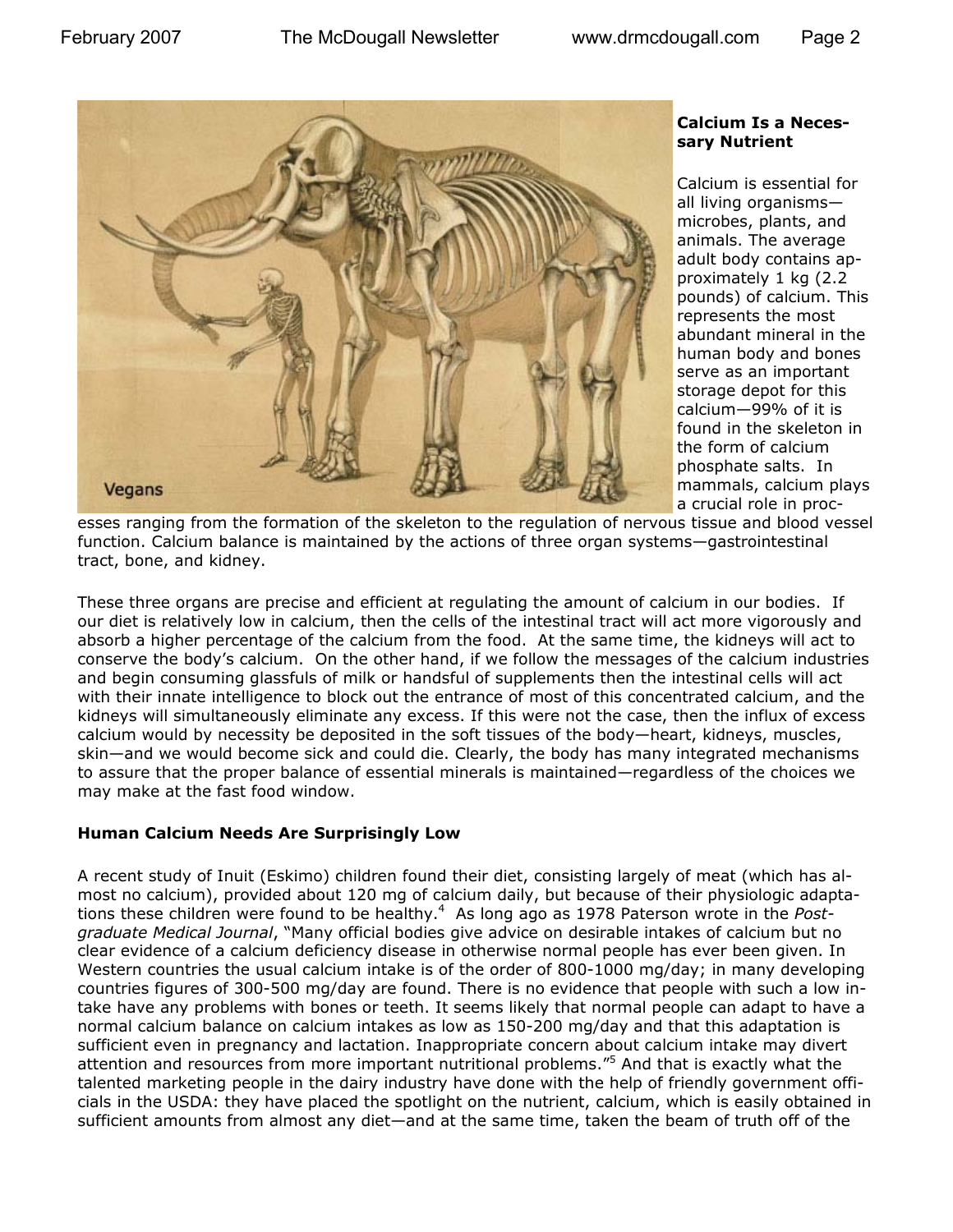## Calcium Is a Necessary Nutrient

Calcium is essential for all living organisms—microbes, plants, and animals. The average adult body contains approximately 1 kg (2.2 pounds) of calcium. This represents the most abundant mineral in the human body and bones serve as an important storage depot for this calcium—99% of it is found in the skeleton in the form of calcium phosphate salts. In mammals, calcium plays a crucial role in processes ranging from the formation of the skeleton to the regulation of nervous tissue and blood vessel function. Calcium balance is maintained by the actions of three organ systems—gastrointestinal tract, bone, and kidney.

These three organs are precise and efficient at regulating the amount of calcium in our bodies. If our diet is relatively low in calcium, then the cells of the intestinal tract will act more vigorously and absorb a higher percentage of the calcium from the food. At the same time, the kidneys will act to conserve the body's calcium. On the other hand, if we follow the messages of the calcium industries and begin consuming glassfuls of milk or handsful of supplements then the intestinal cells will act with their innate intelligence to block out the entrance of most of this concentrated calcium, and the kidneys will simultaneously eliminate any excess. If this were not the case, then the influx of excess calcium would by necessity be deposited in the soft tissues of the body—heart, kidneys, muscles, skin—and we would become sick and could die. Clearly, the body has many integrated mechanisms to assure that the proper balance of essential minerals is maintained—regardless of the choices we may make at the fast food window.

## Human Calcium Needs Are Surprisingly Low

A recent study of Inuit (Eskimo) children found their diet, consisting largely of meat (which has almost no calcium), provided about 120 mg of calcium daily, but because of their physiologic adaptations these children were found to be healthy.[4] As long ago as 1978 Paterson wrote in the *Postgraduate Medical Journal*, "Many official bodies give advice on desirable intakes of calcium but no clear evidence of a calcium deficiency disease in otherwise normal people has ever been given. In Western countries the usual calcium intake is of the order of 800-1000 mg/day; in many developing countries figures of 300-500 mg/day are found. There is no evidence that people with such a low intake have any problems with bones or teeth. It seems likely that normal people can adapt to have a normal calcium balance on calcium intakes as low as 150-200 mg/day and that this adaptation is sufficient even in pregnancy and lactation. Inappropriate concern about calcium intake may divert attention and resources from more important nutritional problems."[5] And that is exactly what the talented marketing people in the dairy industry have done with the help of friendly government officials in the USDA: they have placed the spotlight on the nutrient, calcium, which is easily obtained in sufficient amounts from almost any diet—and at the same time, taken the beam of truth off of the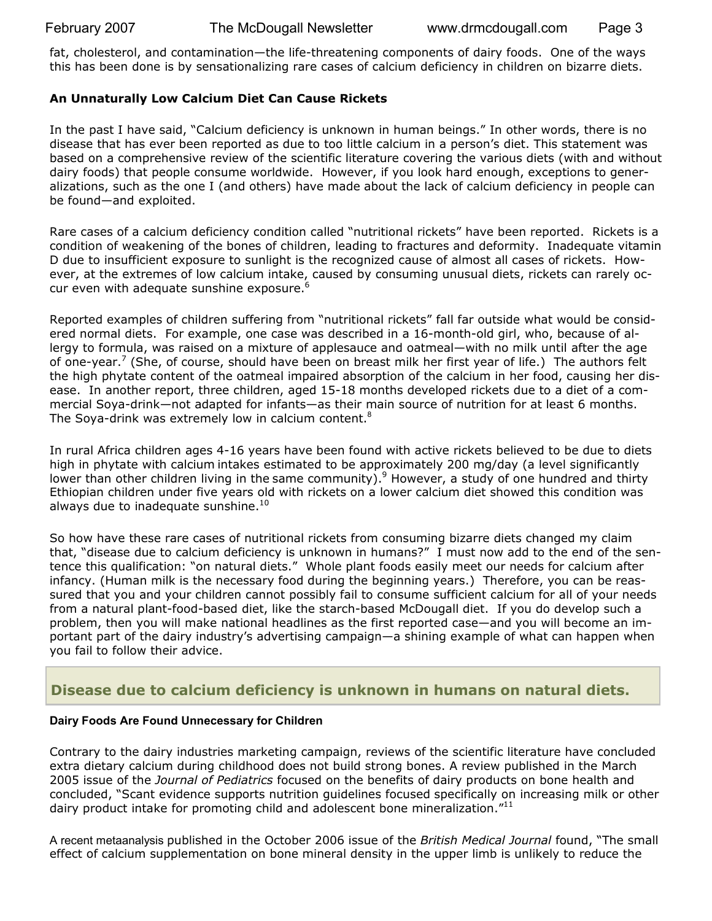fat, cholesterol, and contamination—the life-threatening components of dairy foods. One of the ways this has been done is by sensationalizing rare cases of calcium deficiency in children on bizarre diets.

### An Unnaturally Low Calcium Diet Can Cause Rickets

In the past I have said, "Calcium deficiency is unknown in human beings." In other words, there is no disease that has ever been reported as due to too little calcium in a person's diet. This statement was based on a comprehensive review of the scientific literature covering the various diets (with and without dairy foods) that people consume worldwide. However, if you look hard enough, exceptions to generalizations, such as the one I (and others) have made about the lack of calcium deficiency in people can be found—and exploited.

Rare cases of a calcium deficiency condition called "nutritional rickets" have been reported. Rickets is a condition of weakening of the bones of children, leading to fractures and deformity. Inadequate vitamin D due to insufficient exposure to sunlight is the recognized cause of almost all cases of rickets. However, at the extremes of low calcium intake, caused by consuming unusual diets, rickets can rarely occur even with adequate sunshine exposure.[6]

Reported examples of children suffering from "nutritional rickets" fall far outside what would be considered normal diets. For example, one case was described in a 16-month-old girl, who, because of allergy to formula, was raised on a mixture of applesauce and oatmeal—with no milk until after the age of one-year.[7] (She, of course, should have been on breast milk her first year of life.) The authors felt the high phytate content of the oatmeal impaired absorption of the calcium in her food, causing her disease. In another report, three children, aged 15-18 months developed rickets due to a diet of a commercial Soya-drink—not adapted for infants—as their main source of nutrition for at least 6 months. The Soya-drink was extremely low in calcium content.[8]

In rural Africa children ages 4-16 years have been found with active rickets believed to be due to diets high in phytate with calcium intakes estimated to be approximately 200 mg/day (a level significantly lower than other children living in the same community).[9] However, a study of one hundred and thirty Ethiopian children under five years old with rickets on a lower calcium diet showed this condition was always due to inadequate sunshine.[10]

So how have these rare cases of nutritional rickets from consuming bizarre diets changed my claim that, "disease due to calcium deficiency is unknown in humans?" I must now add to the end of the sentence this qualification: "on natural diets." Whole plant foods easily meet our needs for calcium after infancy. (Human milk is the necessary food during the beginning years.) Therefore, you can be reassured that you and your children cannot possibly fail to consume sufficient calcium for all of your needs from a natural plant-food-based diet, like the starch-based McDougall diet. If you do develop such a problem, then you will make national headlines as the first reported case—and you will become an important part of the dairy industry's advertising campaign—a shining example of what can happen when you fail to follow their advice.

**Disease due to calcium deficiency is unknown in humans on natural diets.**

### Dairy Foods Are Found Unnecessary for Children

Contrary to the dairy industries marketing campaign, reviews of the scientific literature have concluded extra dietary calcium during childhood does not build strong bones. A review published in the March 2005 issue of the *Journal of Pediatrics* focused on the benefits of dairy products on bone health and concluded, "Scant evidence supports nutrition guidelines focused specifically on increasing milk or other dairy product intake for promoting child and adolescent bone mineralization."[11]

A recent metaanalysis published in the October 2006 issue of the *British Medical Journal* found, "The small effect of calcium supplementation on bone mineral density in the upper limb is unlikely to reduce the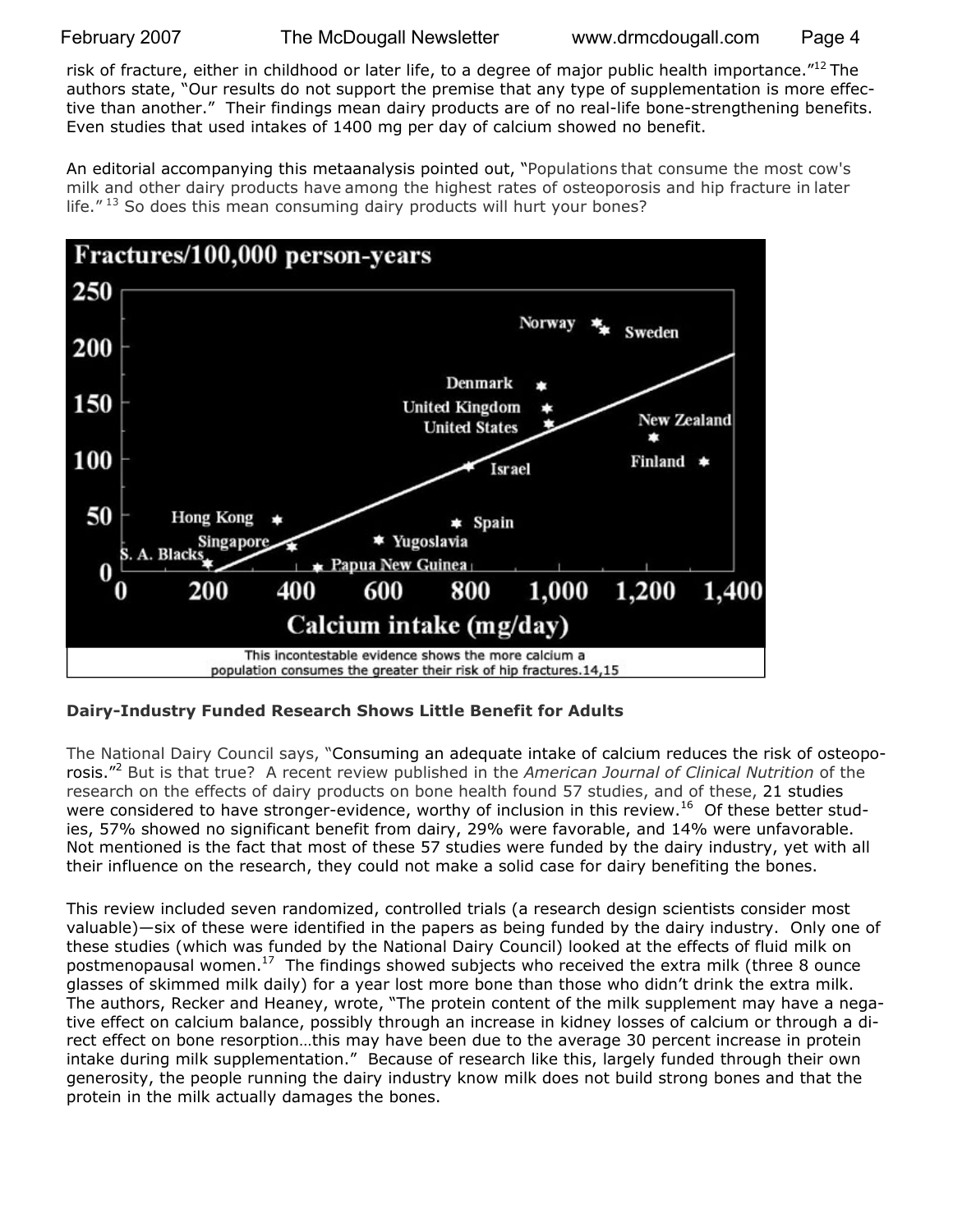risk of fracture, either in childhood or later life, to a degree of major public health importance."[12] The authors state, "Our results do not support the premise that any type of supplementation is more effective than another." Their findings mean dairy products are of no real-life bone-strengthening benefits. Even studies that used intakes of 1400 mg per day of calcium showed no benefit.

An editorial accompanying this metaanalysis pointed out, "Populations that consume the most cow's milk and other dairy products have among the highest rates of osteoporosis and hip fracture in later life." [13] So does this mean consuming dairy products will hurt your bones?

Fractures/100,000 person-years

250
200
150
100
50
0

Norway
Sweden
Denmark
United Kingdom
United States
New Zealand
Israel
Finland
Hong Kong
Spain
Singapore
Yugoslavia
S. A. Blacks
Papua New Guinea

0 200 400 600 800 1,000 1,200 1,400

Calcium intake (mg/day)

This incontestable evidence shows the more calcium a population consumes the greater their risk of hip fractures.14,15

**Dairy-Industry Funded Research Shows Little Benefit for Adults**

The National Dairy Council says, "Consuming an adequate intake of calcium reduces the risk of osteoporosis."[2] But is that true? A recent review published in the *American Journal of Clinical Nutrition* of the research on the effects of dairy products on bone health found 57 studies, and of these, 21 studies were considered to have stronger-evidence, worthy of inclusion in this review.[16] Of these better studies, 57% showed no significant benefit from dairy, 29% were favorable, and 14% were unfavorable. Not mentioned is the fact that most of these 57 studies were funded by the dairy industry, yet with all their influence on the research, they could not make a solid case for dairy benefiting the bones.

This review included seven randomized, controlled trials (a research design scientists consider most valuable)—six of these were identified in the papers as being funded by the dairy industry. Only one of these studies (which was funded by the National Dairy Council) looked at the effects of fluid milk on postmenopausal women.[17] The findings showed subjects who received the extra milk (three 8 ounce glasses of skimmed milk daily) for a year lost more bone than those who didn't drink the extra milk. The authors, Recker and Heaney, wrote, "The protein content of the milk supplement may have a negative effect on calcium balance, possibly through an increase in kidney losses of calcium or through a direct effect on bone resorption…this may have been due to the average 30 percent increase in protein intake during milk supplementation." Because of research like this, largely funded through their own generosity, the people running the dairy industry know milk does not build strong bones and that the protein in the milk actually damages the bones.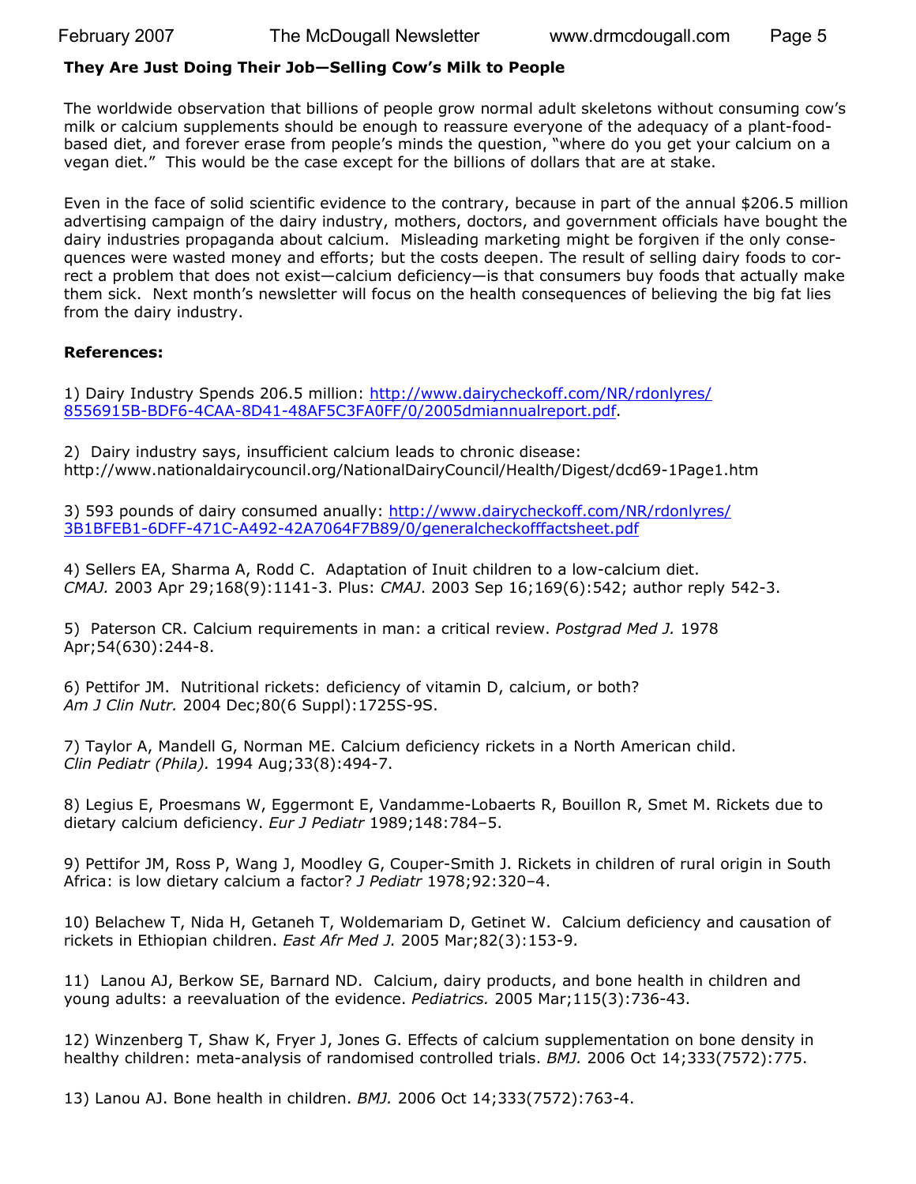**They Are Just Doing Their Job—Selling Cow's Milk to People**

The worldwide observation that billions of people grow normal adult skeletons without consuming cow's milk or calcium supplements should be enough to reassure everyone of the adequacy of a plant-food-based diet, and forever erase from people's minds the question, "where do you get your calcium on a vegan diet." This would be the case except for the billions of dollars that are at stake.

Even in the face of solid scientific evidence to the contrary, because in part of the annual $206.5 million advertising campaign of the dairy industry, mothers, doctors, and government officials have bought the dairy industries propaganda about calcium. Misleading marketing might be forgiven if the only consequences were wasted money and efforts; but the costs deepen. The result of selling dairy foods to correct a problem that does not exist—calcium deficiency—is that consumers buy foods that actually make them sick. Next month's newsletter will focus on the health consequences of believing the big fat lies from the dairy industry.

**References:**

1) Dairy Industry Spends 206.5 million: http://www.dairycheckoff.com/NR/rdonlyres/8556915B-BDF6-4CAA-8D41-48AF5C3FA0FF/0/2005dmiannualreport.pdf.

2) Dairy industry says, insufficient calcium leads to chronic disease: http://www.nationaldairycouncil.org/NationalDairyCouncil/Health/Digest/dcd69-1Page1.htm

3) 593 pounds of dairy consumed anually: http://www.dairycheckoff.com/NR/rdonlyres/3B1BFEB1-6DFF-471C-A492-42A7064F7B89/0/generalcheckofffactsheet.pdf

4) Sellers EA, Sharma A, Rodd C. Adaptation of Inuit children to a low-calcium diet. *CMAJ.* 2003 Apr 29;168(9):1141-3. Plus: *CMAJ*. 2003 Sep 16;169(6):542; author reply 542-3.

5) Paterson CR. Calcium requirements in man: a critical review. *Postgrad Med J.* 1978 Apr;54(630):244-8.

6) Pettifor JM. Nutritional rickets: deficiency of vitamin D, calcium, or both? *Am J Clin Nutr.* 2004 Dec;80(6 Suppl):1725S-9S.

7) Taylor A, Mandell G, Norman ME. Calcium deficiency rickets in a North American child. *Clin Pediatr (Phila).* 1994 Aug;33(8):494-7.

8) Legius E, Proesmans W, Eggermont E, Vandamme-Lobaerts R, Bouillon R, Smet M. Rickets due to dietary calcium deficiency. *Eur J Pediatr* 1989;148:784–5.

9) Pettifor JM, Ross P, Wang J, Moodley G, Couper-Smith J. Rickets in children of rural origin in South Africa: is low dietary calcium a factor? *J Pediatr* 1978;92:320–4.

10) Belachew T, Nida H, Getaneh T, Woldemariam D, Getinet W. Calcium deficiency and causation of rickets in Ethiopian children. *East Afr Med J.* 2005 Mar;82(3):153-9.

11) Lanou AJ, Berkow SE, Barnard ND. Calcium, dairy products, and bone health in children and young adults: a reevaluation of the evidence. *Pediatrics.* 2005 Mar;115(3):736-43.

12) Winzenberg T, Shaw K, Fryer J, Jones G. Effects of calcium supplementation on bone density in healthy children: meta-analysis of randomised controlled trials. *BMJ.* 2006 Oct 14;333(7572):775.

13) Lanou AJ. Bone health in children. *BMJ.* 2006 Oct 14;333(7572):763-4.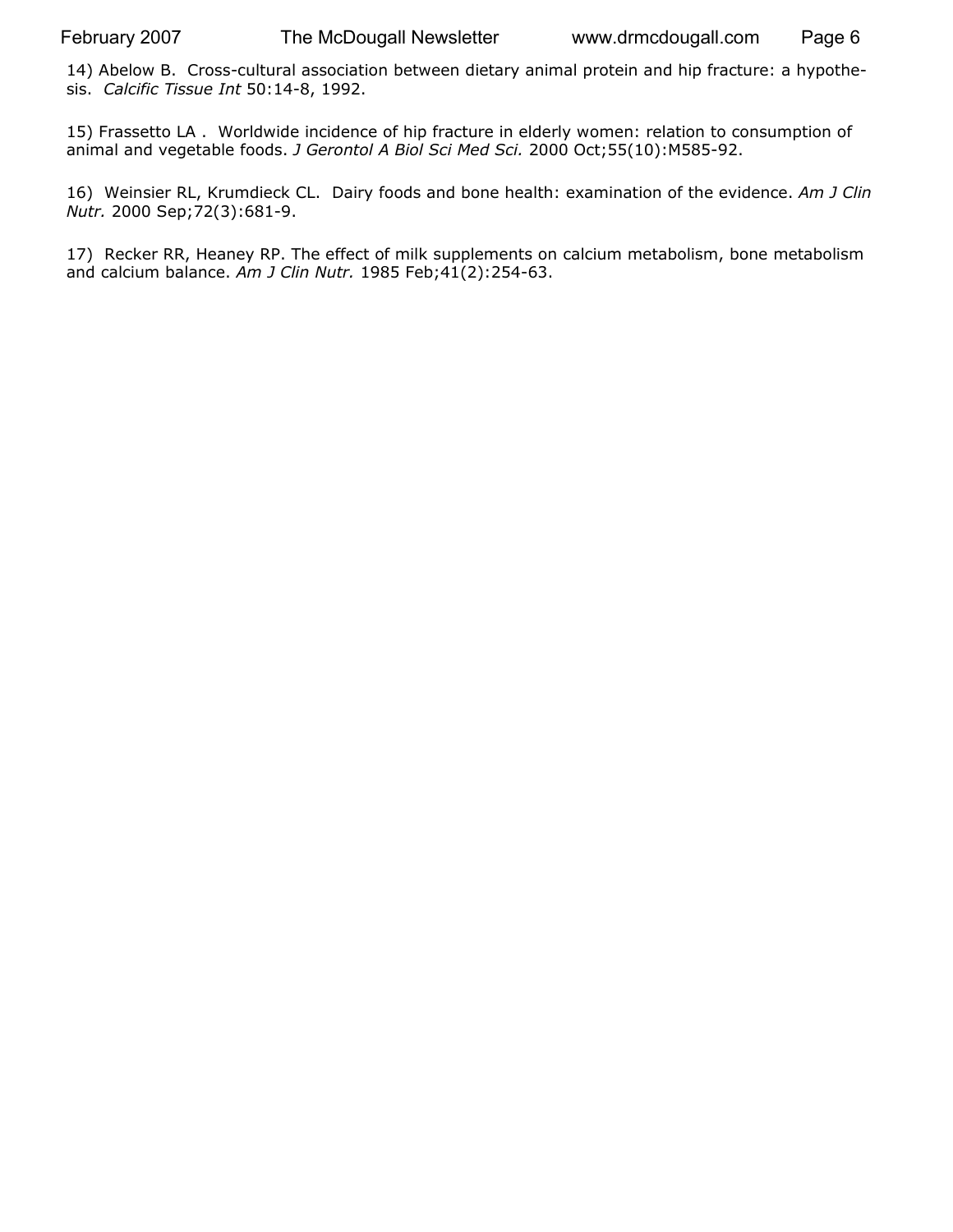14) Abelow B. Cross-cultural association between dietary animal protein and hip fracture: a hypothesis. *Calcific Tissue Int* 50:14-8, 1992.

15) Frassetto LA . Worldwide incidence of hip fracture in elderly women: relation to consumption of animal and vegetable foods. *J Gerontol A Biol Sci Med Sci.* 2000 Oct;55(10):M585-92.

16) Weinsier RL, Krumdieck CL. Dairy foods and bone health: examination of the evidence. *Am J Clin Nutr.* 2000 Sep;72(3):681-9.

17) Recker RR, Heaney RP. The effect of milk supplements on calcium metabolism, bone metabolism and calcium balance. *Am J Clin Nutr.* 1985 Feb;41(2):254-63.